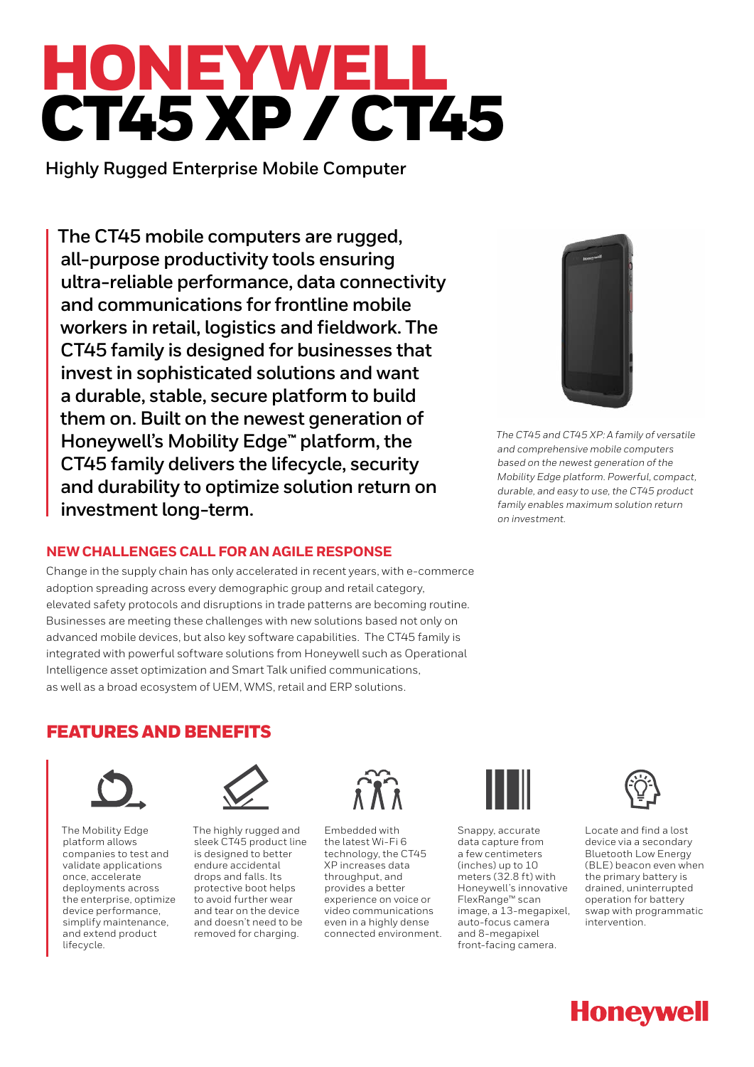# HONEYWELL CT45 XP / CT45

**Highly Rugged Enterprise Mobile Computer**

**The CT45 mobile computers are rugged, all-purpose productivity tools ensuring ultra-reliable performance, data connectivity and communications for frontline mobile workers in retail, logistics and fieldwork. The CT45 family is designed for businesses that invest in sophisticated solutions and want a durable, stable, secure platform to build them on. Built on the newest generation of Honeywell's Mobility Edge™ platform, the CT45 family delivers the lifecycle, security and durability to optimize solution return on investment long-term.**

*The CT45 and CT45 XP: A family of versatile and comprehensive mobile computers based on the newest generation of the Mobility Edge platform. Powerful, compact, durable, and easy to use, the CT45 product family enables maximum solution return on investment.*

## NEW CHALLENGES CALL FOR AN AGILE RESPONSE

Change in the supply chain has only accelerated in recent years, with e-commerce adoption spreading across every demographic group and retail category, elevated safety protocols and disruptions in trade patterns are becoming routine. Businesses are meeting these challenges with new solutions based not only on advanced mobile devices, but also key software capabilities. The CT45 family is integrated with powerful software solutions from Honeywell such as Operational Intelligence asset optimization and Smart Talk unified communications, as well as a broad ecosystem of UEM, WMS, retail and ERP solutions.

## FEATURES AND BENEFITS

The Mobility Edge platform allows companies to test and validate applications once, accelerate deployments across the enterprise, optimize device performance, simplify maintenance, and extend product lifecycle.

The highly rugged and sleek CT45 product line is designed to better endure accidental drops and falls. Its protective boot helps to avoid further wear and tear on the device and doesn't need to be removed for charging.

Embedded with the latest Wi-Fi 6 technology, the CT45 XP increases data throughput, and provides a better experience on voice or video communications even in a highly dense connected environment.

Snappy, accurate data capture from a few centimeters (inches) up to 10 meters (32.8 ft) with Honeywell's innovative FlexRange™ scan image, a 13-megapixel, auto-focus camera and 8-megapixel front-facing camera.

Locate and find a lost device via a secondary Bluetooth Low Energy (BLE) beacon even when the primary battery is drained, uninterrupted operation for battery swap with programmatic intervention.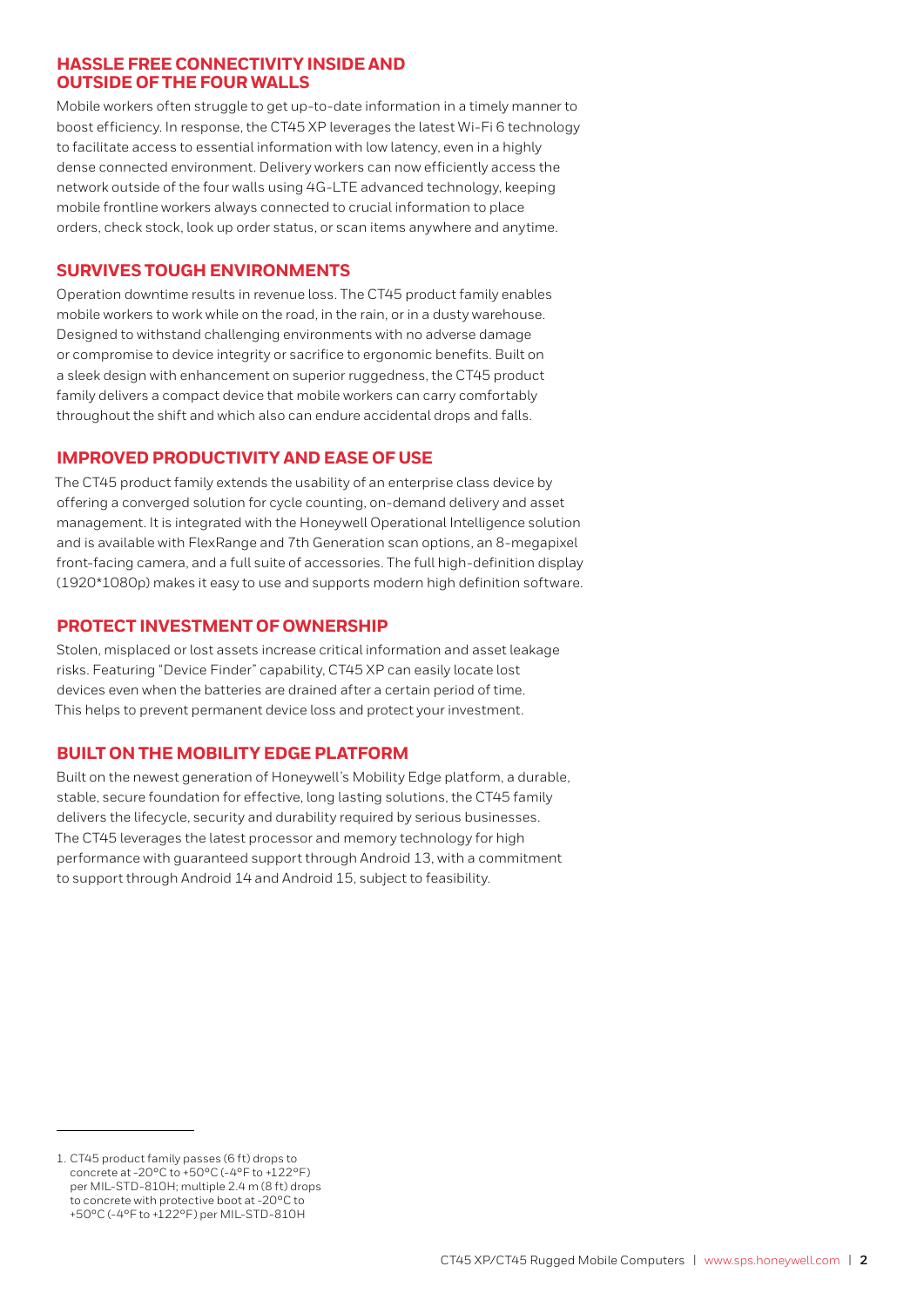## HASSLE FREE CONNECTIVITY INSIDE AND OUTSIDE OF THE FOUR WALLS

Mobile workers often struggle to get up-to-date information in a timely manner to boost efficiency. In response, the CT45 XP leverages the latest Wi-Fi 6 technology to facilitate access to essential information with low latency, even in a highly dense connected environment. Delivery workers can now efficiently access the network outside of the four walls using 4G-LTE advanced technology, keeping mobile frontline workers always connected to crucial information to place orders, check stock, look up order status, or scan items anywhere and anytime.

## SURVIVES TOUGH ENVIRONMENTS

Operation downtime results in revenue loss. The CT45 product family enables mobile workers to work while on the road, in the rain, or in a dusty warehouse. Designed to withstand challenging environments with no adverse damage or compromise to device integrity or sacrifice to ergonomic benefits. Built on a sleek design with enhancement on superior ruggedness, the CT45 product family delivers a compact device that mobile workers can carry comfortably throughout the shift and which also can endure accidental drops and falls.

## IMPROVED PRODUCTIVITY AND EASE OF USE

The CT45 product family extends the usability of an enterprise class device by offering a converged solution for cycle counting, on-demand delivery and asset management. It is integrated with the Honeywell Operational Intelligence solution and is available with FlexRange and 7th Generation scan options, an 8-megapixel front-facing camera, and a full suite of accessories. The full high-definition display (1920*1080p) makes it easy to use and supports modern high definition software.

## PROTECT INVESTMENT OF OWNERSHIP

Stolen, misplaced or lost assets increase critical information and asset leakage risks. Featuring "Device Finder" capability, CT45 XP can easily locate lost devices even when the batteries are drained after a certain period of time. This helps to prevent permanent device loss and protect your investment.

## BUILT ON THE MOBILITY EDGE PLATFORM

Built on the newest generation of Honeywell's Mobility Edge platform, a durable, stable, secure foundation for effective, long lasting solutions, the CT45 family delivers the lifecycle, security and durability required by serious businesses. The CT45 leverages the latest processor and memory technology for high performance with guaranteed support through Android 13, with a commitment to support through Android 14 and Android 15, subject to feasibility.

---

1. CT45 product family passes (6 ft) drops to concrete at -20°C to +50°C (-4°F to +122°F) per MIL-STD-810H; multiple 2.4 m (8 ft) drops to concrete with protective boot at -20°C to +50°C (-4°F to +122°F) per MIL-STD-810H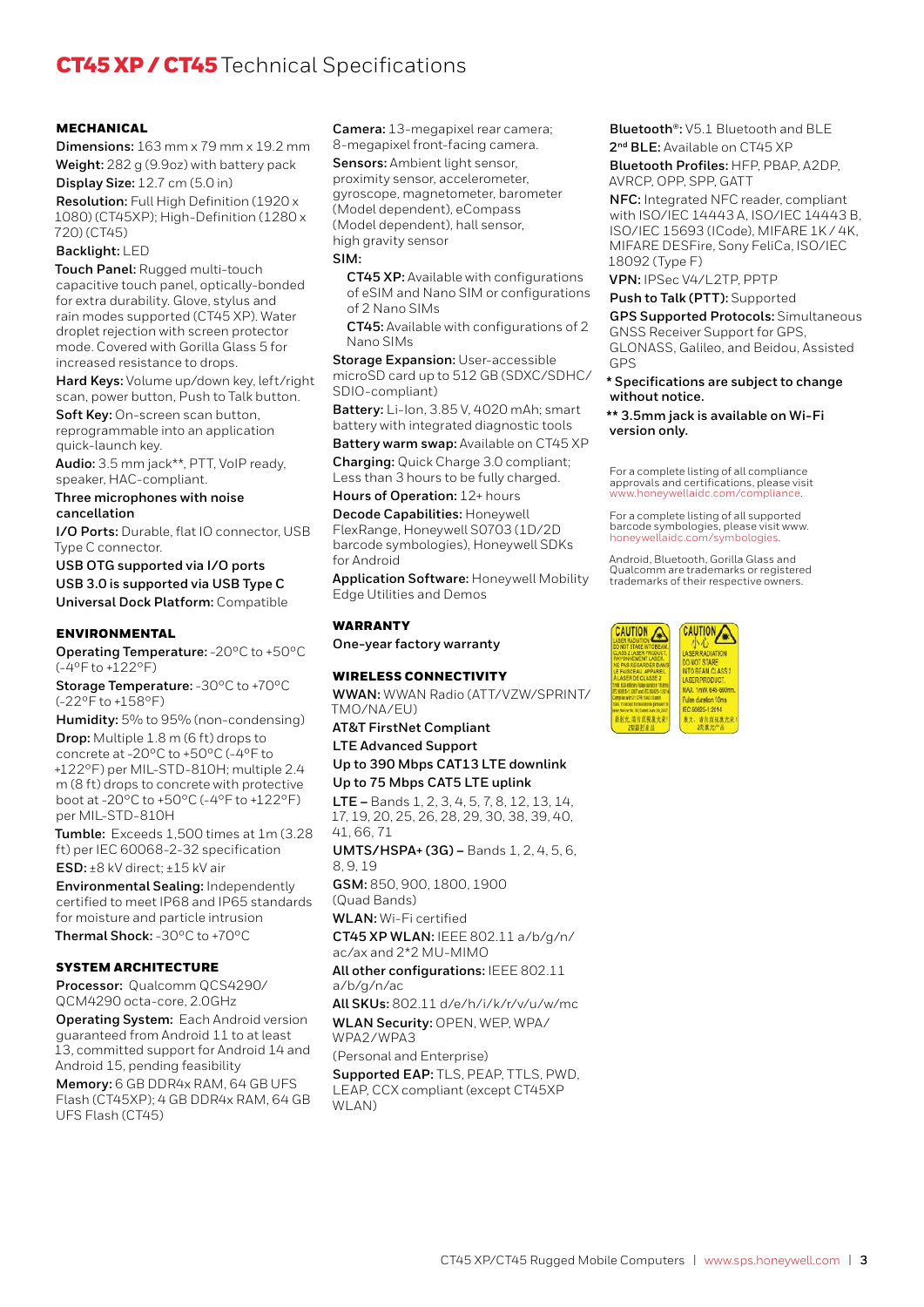# CT45 XP / CT45 Technical Specifications

## MECHANICAL

**Dimensions:** 163 mm x 79 mm x 19.2 mm

**Weight:** 282 g (9.9oz) with battery pack

**Display Size:** 12.7 cm (5.0 in)

**Resolution:** Full High Definition (1920 x 1080) (CT45XP); High-Definition (1280 x 720) (CT45)

**Backlight:** LED

**Touch Panel:** Rugged multi-touch capacitive touch panel, optically-bonded for extra durability. Glove, stylus and rain modes supported (CT45 XP). Water droplet rejection with screen protector mode. Covered with Gorilla Glass 5 for increased resistance to drops.

**Hard Keys:** Volume up/down key, left/right scan, power button, Push to Talk button.

**Soft Key:** On-screen scan button, reprogrammable into an application quick-launch key.

**Audio:** 3.5 mm jack**, PTT, VoIP ready, speaker, HAC-compliant.

**Three microphones with noise cancellation**

**I/O Ports:** Durable, flat IO connector, USB Type C connector.

**USB OTG supported via I/O ports**

**USB 3.0 is supported via USB Type C**

**Universal Dock Platform:** Compatible

## ENVIRONMENTAL

**Operating Temperature:** -20°C to +50°C (-4°F to +122°F)

**Storage Temperature:** -30°C to +70°C (-22°F to +158°F)

**Humidity:** 5% to 95% (non-condensing)

**Drop:** Multiple 1.8 m (6 ft) drops to concrete at -20°C to +50°C (-4°F to +122°F) per MIL-STD-810H; multiple 2.4 m (8 ft) drops to concrete with protective boot at -20°C to +50°C (-4°F to +122°F) per MIL-STD-810H

**Tumble:** Exceeds 1,500 times at 1m (3.28 ft) per IEC 60068-2-32 specification

**ESD:** ±8 kV direct; ±15 kV air

**Environmental Sealing:** Independently certified to meet IP68 and IP65 standards for moisture and particle intrusion

**Thermal Shock:** -30°C to +70°C

## SYSTEM ARCHITECTURE

**Processor:** Qualcomm QCS4290/QCM4290 octa-core, 2.0GHz

**Operating System:** Each Android version guaranteed from Android 11 to at least 13, committed support for Android 14 and Android 15, pending feasibility

**Memory:** 6 GB DDR4x RAM, 64 GB UFS Flash (CT45XP); 4 GB DDR4x RAM, 64 GB UFS Flash (CT45)

**Camera:** 13-megapixel rear camera; 8-megapixel front-facing camera.

**Sensors:** Ambient light sensor, proximity sensor, accelerometer, gyroscope, magnetometer, barometer (Model dependent), eCompass (Model dependent), hall sensor, high gravity sensor

**SIM:**

- **CT45 XP:** Available with configurations of eSIM and Nano SIM or configurations of 2 Nano SIMs
- **CT45:** Available with configurations of 2 Nano SIMs

**Storage Expansion:** User-accessible microSD card up to 512 GB (SDXC/SDHC/SDIO-compliant)

**Battery:** Li-Ion, 3.85 V, 4020 mAh; smart battery with integrated diagnostic tools

**Battery warm swap:** Available on CT45 XP

**Charging:** Quick Charge 3.0 compliant; Less than 3 hours to be fully charged.

**Hours of Operation:** 12+ hours

**Decode Capabilities:** Honeywell FlexRange, Honeywell S0703 (1D/2D barcode symbologies), Honeywell SDKs for Android

**Application Software:** Honeywell Mobility Edge Utilities and Demos

## WARRANTY

**One-year factory warranty**

## WIRELESS CONNECTIVITY

**WWAN:** WWAN Radio (ATT/VZW/SPRINT/TMO/NA/EU)

**AT&T FirstNet Compliant**

**LTE Advanced Support**

**Up to 390 Mbps CAT13 LTE downlink**

**Up to 75 Mbps CAT5 LTE uplink**

**LTE –** Bands 1, 2, 3, 4, 5, 7, 8, 12, 13, 14, 17, 19, 20, 25, 26, 28, 29, 30, 38, 39, 40, 41, 66, 71

**UMTS/HSPA+ (3G) –** Bands 1, 2, 4, 5, 6, 8, 9, 19

**GSM:** 850, 900, 1800, 1900 (Quad Bands)

**WLAN:** Wi-Fi certified

**CT45 XP WLAN:** IEEE 802.11 a/b/g/n/ac/ax and 2*2 MU-MIMO

**All other configurations:** IEEE 802.11 a/b/g/n/ac

**All SKUs:** 802.11 d/e/h/i/k/r/v/u/w/mc

**WLAN Security:** OPEN, WEP, WPA/WPA2/WPA3

(Personal and Enterprise)

**Supported EAP:** TLS, PEAP, TTLS, PWD, LEAP, CCX compliant (except CT45XP WLAN)

**Bluetooth®:** V5.1 Bluetooth and BLE

**2nd BLE:** Available on CT45 XP

**Bluetooth Profiles:** HFP, PBAP, A2DP, AVRCP, OPP, SPP, GATT

**NFC:** Integrated NFC reader, compliant with ISO/IEC 14443 A, ISO/IEC 14443 B, ISO/IEC 15693 (ICode), MIFARE 1K / 4K, MIFARE DESFire, Sony FeliCa, ISO/IEC 18092 (Type F)

**VPN:** IPSec V4/L2TP, PPTP

**Push to Talk (PTT):** Supported

**GPS Supported Protocols:** Simultaneous GNSS Receiver Support for GPS, GLONASS, Galileo, and Beidou, Assisted GPS

**\* Specifications are subject to change without notice.**

**\*\* 3.5mm jack is available on Wi-Fi version only.**

For a complete listing of all compliance approvals and certifications, please visit www.honeywellaidc.com/compliance.

For a complete listing of all supported barcode symbologies, please visit www.honeywellaidc.com/symbologies.

Android, Bluetooth, Gorilla Glass and Qualcomm are trademarks or registered trademarks of their respective owners.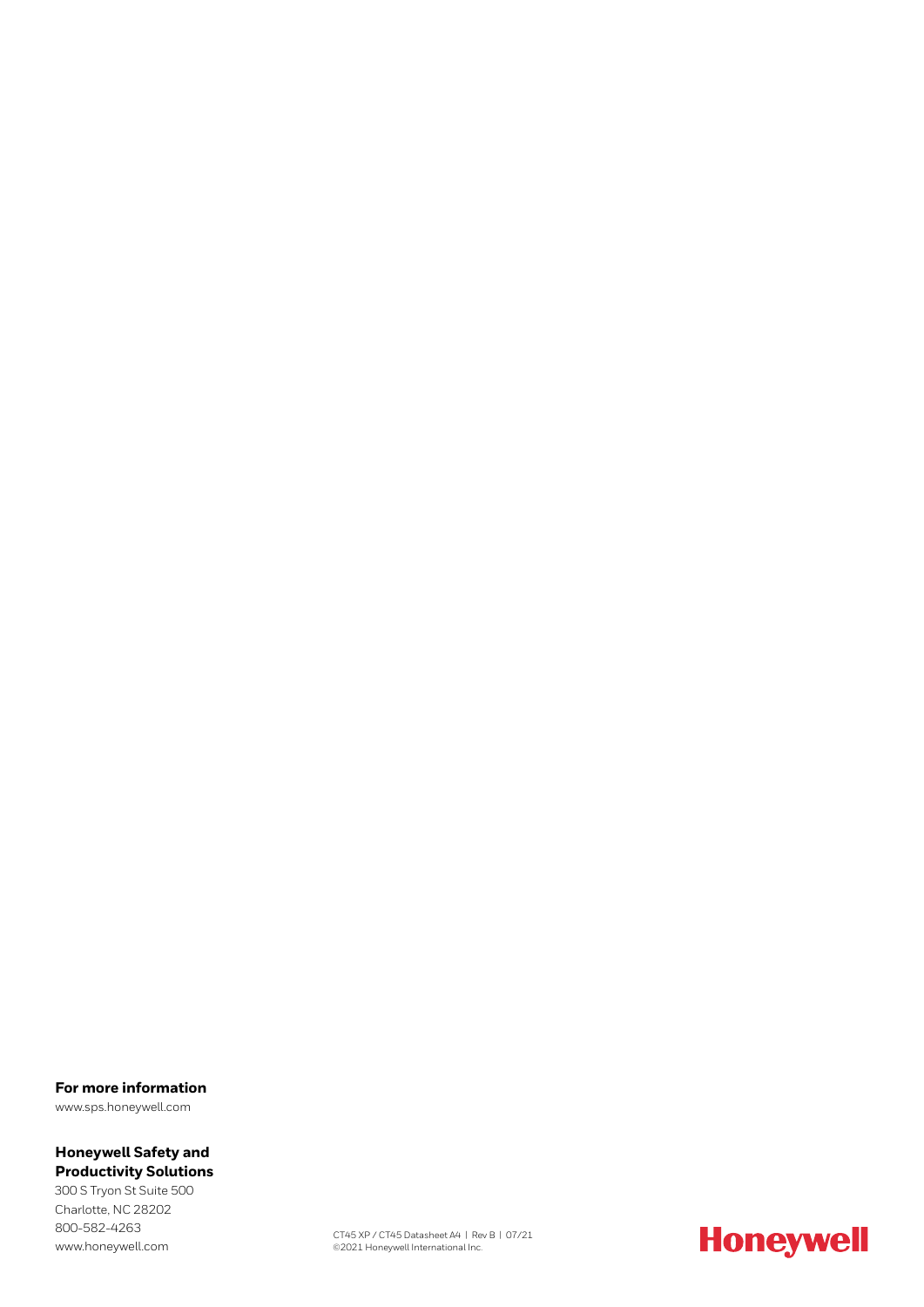**For more information**
www.sps.honeywell.com

**Honeywell Safety and Productivity Solutions**
300 S Tryon St Suite 500
Charlotte, NC 28202
800-582-4263
www.honeywell.com

CT45 XP / CT45 Datasheet A4 | Rev B | 07/21
©2021 Honeywell International Inc.

Honeywell